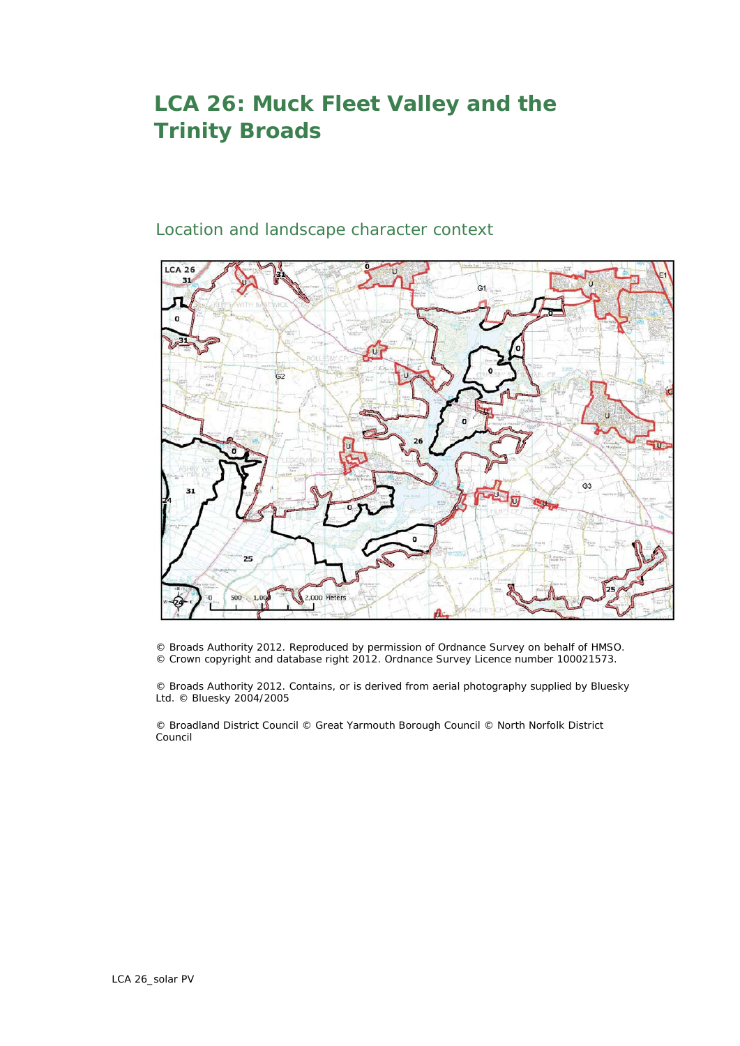# LCA 26: Muck Fleet Valley and the Trinity Broads

## Location and landscape character context

© Broads Authority 2012. Reproduced by permission of Ordnance Survey on behalf of HMSO.
© Crown copyright and database right 2012. Ordnance Survey Licence number 100021573.

© Broads Authority 2012. Contains, or is derived from aerial photography supplied by Bluesky Ltd. © Bluesky 2004/2005

© Broadland District Council © Great Yarmouth Borough Council © North Norfolk District Council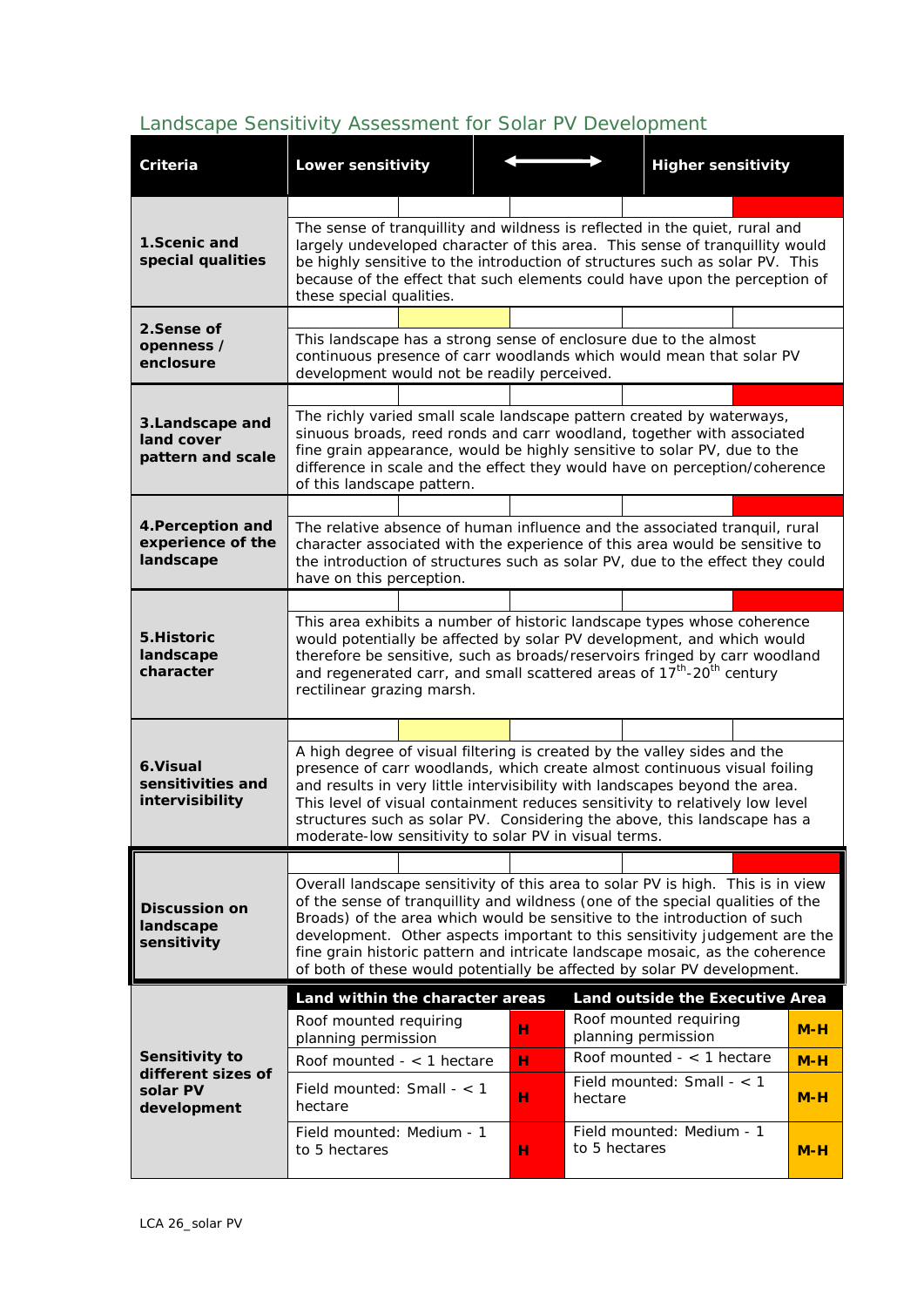## Landscape Sensitivity Assessment for Solar PV Development

| Criteria | Lower sensitivity ⟷ Higher sensitivity |
|---|---|
| **1.Scenic and special qualities** | The sense of tranquillity and wildness is reflected in the quiet, rural and largely undeveloped character of this area. This sense of tranquillity would be highly sensitive to the introduction of structures such as solar PV. This because of the effect that such elements could have upon the perception of these special qualities. |
| **2.Sense of openness / enclosure** | This landscape has a strong sense of enclosure due to the almost continuous presence of carr woodlands which would mean that solar PV development would not be readily perceived. |
| **3.Landscape and land cover pattern and scale** | The richly varied small scale landscape pattern created by waterways, sinuous broads, reed ronds and carr woodland, together with associated fine grain appearance, would be highly sensitive to solar PV, due to the difference in scale and the effect they would have on perception/coherence of this landscape pattern. |
| **4.Perception and experience of the landscape** | The relative absence of human influence and the associated tranquil, rural character associated with the experience of this area would be sensitive to the introduction of structures such as solar PV, due to the effect they could have on this perception. |
| **5.Historic landscape character** | This area exhibits a number of historic landscape types whose coherence would potentially be affected by solar PV development, and which would therefore be sensitive, such as broads/reservoirs fringed by carr woodland and regenerated carr, and small scattered areas of 17th-20th century rectilinear grazing marsh. |
| **6.Visual sensitivities and intervisibility** | A high degree of visual filtering is created by the valley sides and the presence of carr woodlands, which create almost continuous visual foiling and results in very little intervisibility with landscapes beyond the area. This level of visual containment reduces sensitivity to relatively low level structures such as solar PV. Considering the above, this landscape has a moderate-low sensitivity to solar PV in visual terms. |
| **Discussion on landscape sensitivity** | Overall landscape sensitivity of this area to solar PV is high. This is in view of the sense of tranquillity and wildness (one of the special qualities of the Broads) of the area which would be sensitive to the introduction of such development. Other aspects important to this sensitivity judgement are the fine grain historic pattern and intricate landscape mosaic, as the coherence of both of these would potentially be affected by solar PV development. |

| Sensitivity to different sizes of solar PV development | Land within the character areas | | Land outside the Executive Area | |
|---|---|---|---|---|
| | Roof mounted requiring planning permission | H | Roof mounted requiring planning permission | M-H |
| | Roof mounted - < 1 hectare | H | Roof mounted - < 1 hectare | M-H |
| | Field mounted: Small - < 1 hectare | H | Field mounted: Small - < 1 hectare | M-H |
| | Field mounted: Medium - 1 to 5 hectares | H | Field mounted: Medium - 1 to 5 hectares | M-H |

LCA 26_solar PV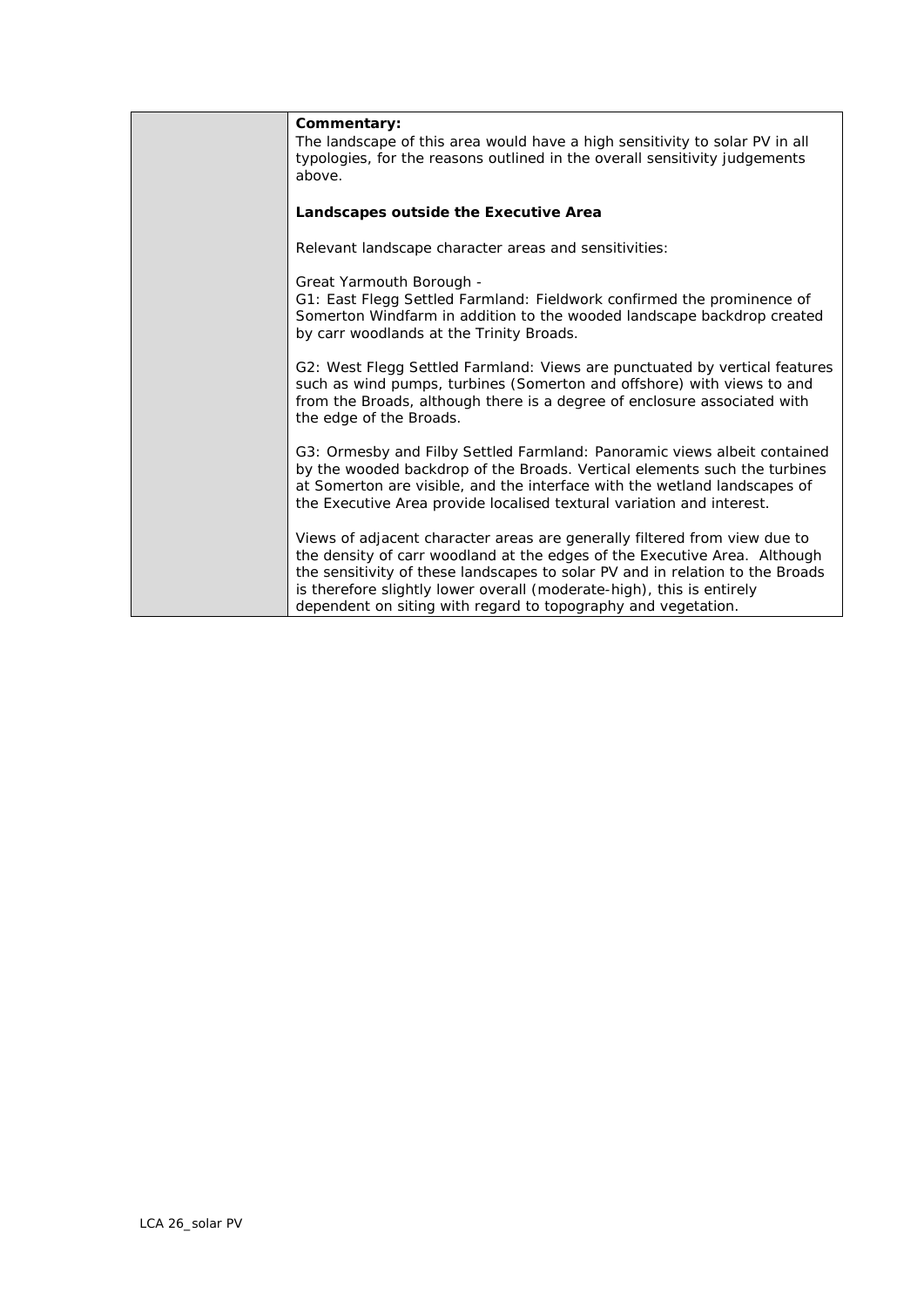| | |
|---|---|
| | **Commentary:**<br>The landscape of this area would have a high sensitivity to solar PV in all typologies, for the reasons outlined in the overall sensitivity judgements above.<br><br>**Landscapes outside the Executive Area**<br><br>Relevant landscape character areas and sensitivities:<br><br>Great Yarmouth Borough -<br>G1: East Flegg Settled Farmland: Fieldwork confirmed the prominence of Somerton Windfarm in addition to the wooded landscape backdrop created by carr woodlands at the Trinity Broads.<br><br>G2: West Flegg Settled Farmland: Views are punctuated by vertical features such as wind pumps, turbines (Somerton and offshore) with views to and from the Broads, although there is a degree of enclosure associated with the edge of the Broads.<br><br>G3: Ormesby and Filby Settled Farmland: Panoramic views albeit contained by the wooded backdrop of the Broads. Vertical elements such the turbines at Somerton are visible, and the interface with the wetland landscapes of the Executive Area provide localised textural variation and interest.<br><br>Views of adjacent character areas are generally filtered from view due to the density of carr woodland at the edges of the Executive Area. Although the sensitivity of these landscapes to solar PV and in relation to the Broads is therefore slightly lower overall (moderate-high), this is entirely dependent on siting with regard to topography and vegetation. |

LCA 26_solar PV